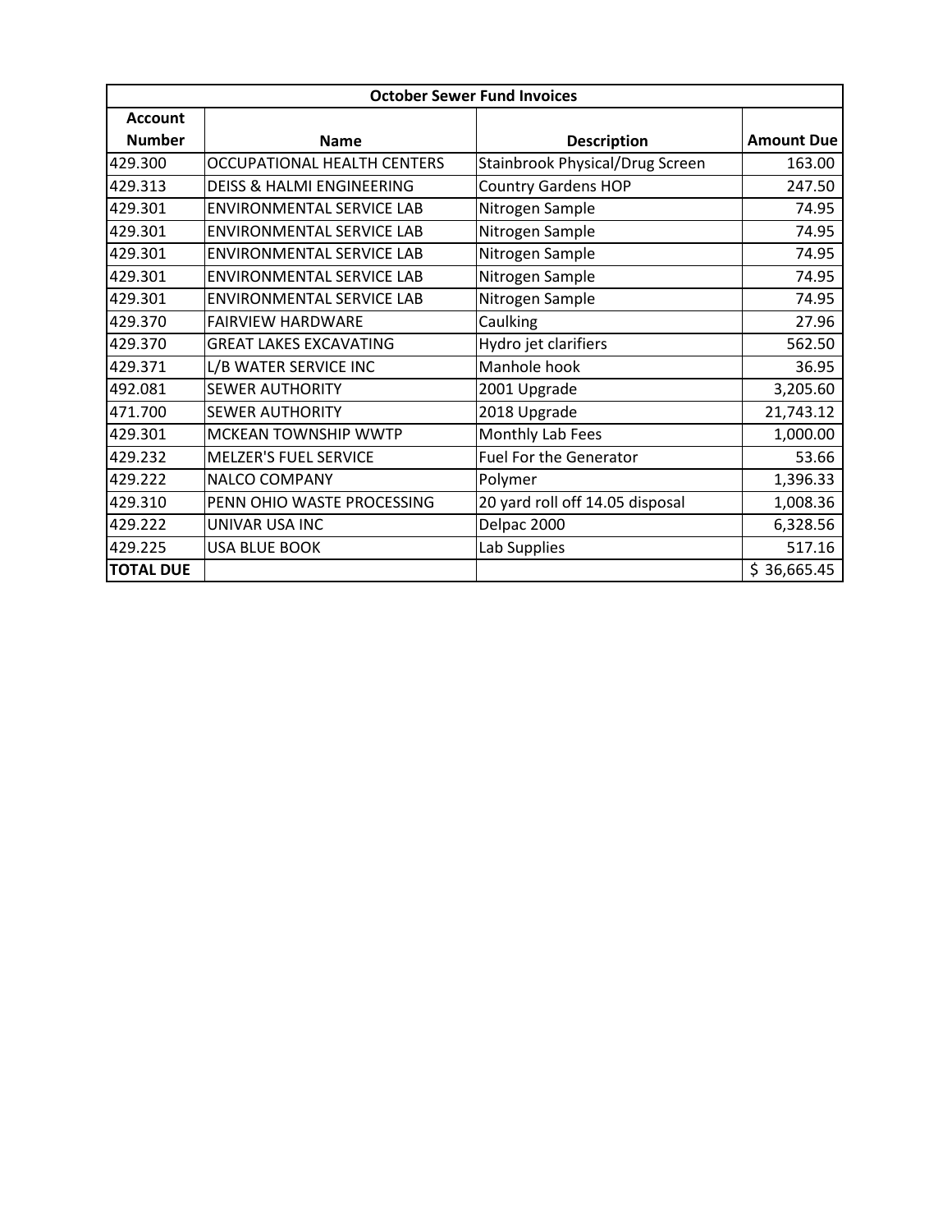| October Sewer Fund Invoices | | | |
|---|---|---|---|
| **Account Number** | **Name** | **Description** | **Amount Due** |
| 429.300 | OCCUPATIONAL HEALTH CENTERS | Stainbrook Physical/Drug Screen | 163.00 |
| 429.313 | DEISS & HALMI ENGINEERING | Country Gardens HOP | 247.50 |
| 429.301 | ENVIRONMENTAL SERVICE LAB | Nitrogen Sample | 74.95 |
| 429.301 | ENVIRONMENTAL SERVICE LAB | Nitrogen Sample | 74.95 |
| 429.301 | ENVIRONMENTAL SERVICE LAB | Nitrogen Sample | 74.95 |
| 429.301 | ENVIRONMENTAL SERVICE LAB | Nitrogen Sample | 74.95 |
| 429.301 | ENVIRONMENTAL SERVICE LAB | Nitrogen Sample | 74.95 |
| 429.370 | FAIRVIEW HARDWARE | Caulking | 27.96 |
| 429.370 | GREAT LAKES EXCAVATING | Hydro jet clarifiers | 562.50 |
| 429.371 | L/B WATER SERVICE INC | Manhole hook | 36.95 |
| 492.081 | SEWER AUTHORITY | 2001 Upgrade | 3,205.60 |
| 471.700 | SEWER AUTHORITY | 2018 Upgrade | 21,743.12 |
| 429.301 | MCKEAN TOWNSHIP WWTP | Monthly Lab Fees | 1,000.00 |
| 429.232 | MELZER'S FUEL SERVICE | Fuel For the Generator | 53.66 |
| 429.222 | NALCO COMPANY | Polymer | 1,396.33 |
| 429.310 | PENN OHIO WASTE PROCESSING | 20 yard roll off 14.05 disposal | 1,008.36 |
| 429.222 | UNIVAR USA INC | Delpac 2000 | 6,328.56 |
| 429.225 | USA BLUE BOOK | Lab Supplies | 517.16 |
| **TOTAL DUE** | | | $ 36,665.45 |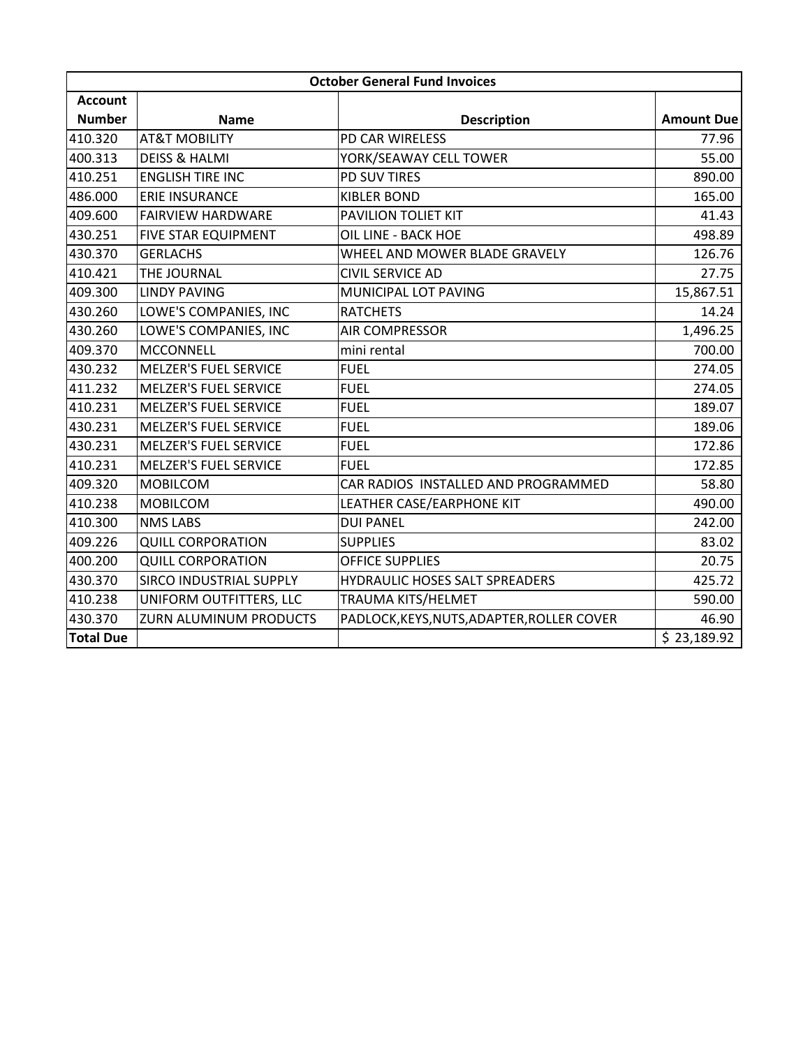| October General Fund Invoices | | | |
|---|---|---|---|
| Account Number | Name | Description | Amount Due |
| 410.320 | AT&T MOBILITY | PD CAR WIRELESS | 77.96 |
| 400.313 | DEISS & HALMI | YORK/SEAWAY CELL TOWER | 55.00 |
| 410.251 | ENGLISH TIRE INC | PD SUV TIRES | 890.00 |
| 486.000 | ERIE INSURANCE | KIBLER BOND | 165.00 |
| 409.600 | FAIRVIEW HARDWARE | PAVILION TOLIET KIT | 41.43 |
| 430.251 | FIVE STAR EQUIPMENT | OIL LINE - BACK HOE | 498.89 |
| 430.370 | GERLACHS | WHEEL AND MOWER BLADE GRAVELY | 126.76 |
| 410.421 | THE JOURNAL | CIVIL SERVICE AD | 27.75 |
| 409.300 | LINDY PAVING | MUNICIPAL LOT PAVING | 15,867.51 |
| 430.260 | LOWE'S COMPANIES, INC | RATCHETS | 14.24 |
| 430.260 | LOWE'S COMPANIES, INC | AIR COMPRESSOR | 1,496.25 |
| 409.370 | MCCONNELL | mini rental | 700.00 |
| 430.232 | MELZER'S FUEL SERVICE | FUEL | 274.05 |
| 411.232 | MELZER'S FUEL SERVICE | FUEL | 274.05 |
| 410.231 | MELZER'S FUEL SERVICE | FUEL | 189.07 |
| 430.231 | MELZER'S FUEL SERVICE | FUEL | 189.06 |
| 430.231 | MELZER'S FUEL SERVICE | FUEL | 172.86 |
| 410.231 | MELZER'S FUEL SERVICE | FUEL | 172.85 |
| 409.320 | MOBILCOM | CAR RADIOS INSTALLED AND PROGRAMMED | 58.80 |
| 410.238 | MOBILCOM | LEATHER CASE/EARPHONE KIT | 490.00 |
| 410.300 | NMS LABS | DUI PANEL | 242.00 |
| 409.226 | QUILL CORPORATION | SUPPLIES | 83.02 |
| 400.200 | QUILL CORPORATION | OFFICE SUPPLIES | 20.75 |
| 430.370 | SIRCO INDUSTRIAL SUPPLY | HYDRAULIC HOSES SALT SPREADERS | 425.72 |
| 410.238 | UNIFORM OUTFITTERS, LLC | TRAUMA KITS/HELMET | 590.00 |
| 430.370 | ZURN ALUMINUM PRODUCTS | PADLOCK,KEYS,NUTS,ADAPTER,ROLLER COVER | 46.90 |
| **Total Due** | | | $ 23,189.92 |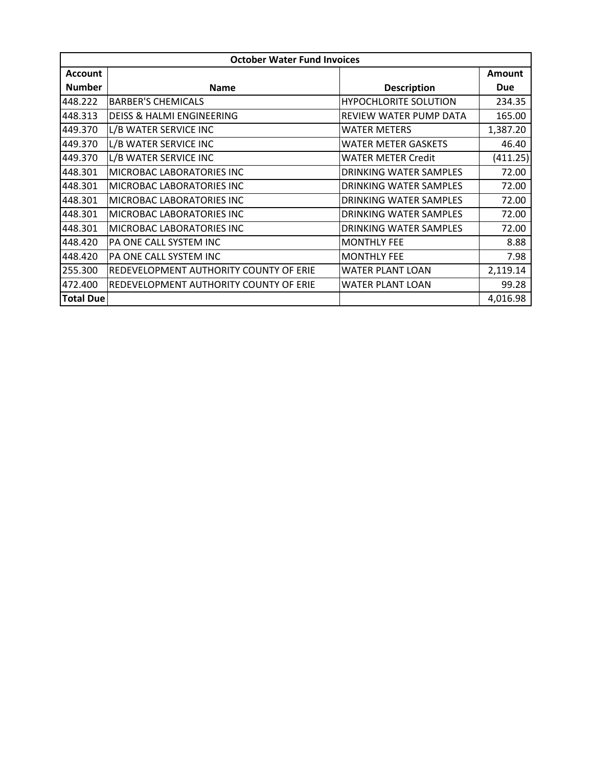| October Water Fund Invoices | | | |
|---|---|---|---|
| Account Number | Name | Description | Amount Due |
| 448.222 | BARBER'S CHEMICALS | HYPOCHLORITE SOLUTION | 234.35 |
| 448.313 | DEISS & HALMI ENGINEERING | REVIEW WATER PUMP DATA | 165.00 |
| 449.370 | L/B WATER SERVICE INC | WATER METERS | 1,387.20 |
| 449.370 | L/B WATER SERVICE INC | WATER METER GASKETS | 46.40 |
| 449.370 | L/B WATER SERVICE INC | WATER METER Credit | (411.25) |
| 448.301 | MICROBAC LABORATORIES INC | DRINKING WATER SAMPLES | 72.00 |
| 448.301 | MICROBAC LABORATORIES INC | DRINKING WATER SAMPLES | 72.00 |
| 448.301 | MICROBAC LABORATORIES INC | DRINKING WATER SAMPLES | 72.00 |
| 448.301 | MICROBAC LABORATORIES INC | DRINKING WATER SAMPLES | 72.00 |
| 448.301 | MICROBAC LABORATORIES INC | DRINKING WATER SAMPLES | 72.00 |
| 448.420 | PA ONE CALL SYSTEM INC | MONTHLY FEE | 8.88 |
| 448.420 | PA ONE CALL SYSTEM INC | MONTHLY FEE | 7.98 |
| 255.300 | REDEVELOPMENT AUTHORITY COUNTY OF ERIE | WATER PLANT LOAN | 2,119.14 |
| 472.400 | REDEVELOPMENT AUTHORITY COUNTY OF ERIE | WATER PLANT LOAN | 99.28 |
| **Total Due** | | | 4,016.98 |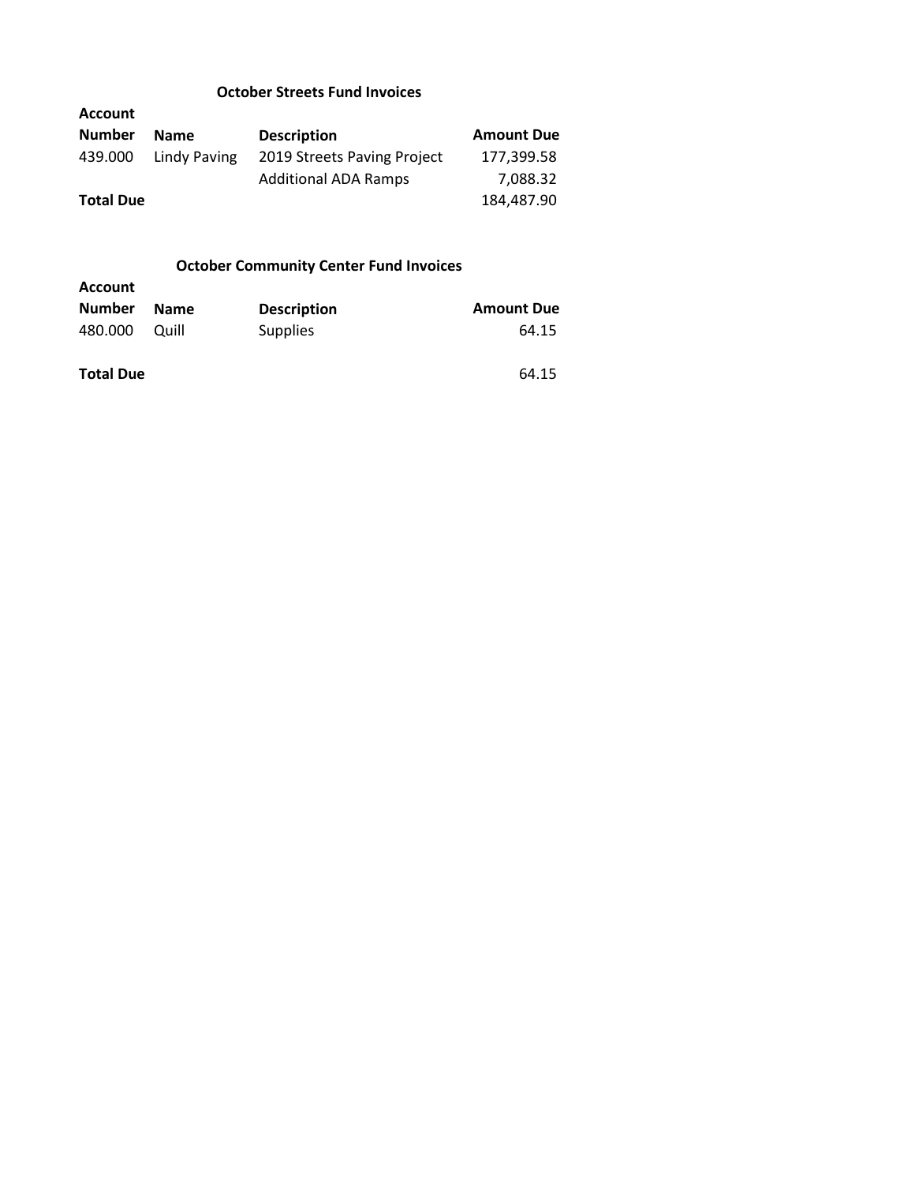## October Streets Fund Invoices

| Account Number | Name | Description | Amount Due |
|---|---|---|---|
| 439.000 | Lindy Paving | 2019 Streets Paving Project | 177,399.58 |
| | | Additional ADA Ramps | 7,088.32 |
| **Total Due** | | | 184,487.90 |

## October Community Center Fund Invoices

| Account Number | Name | Description | Amount Due |
|---|---|---|---|
| 480.000 | Quill | Supplies | 64.15 |
| **Total Due** | | | 64.15 |